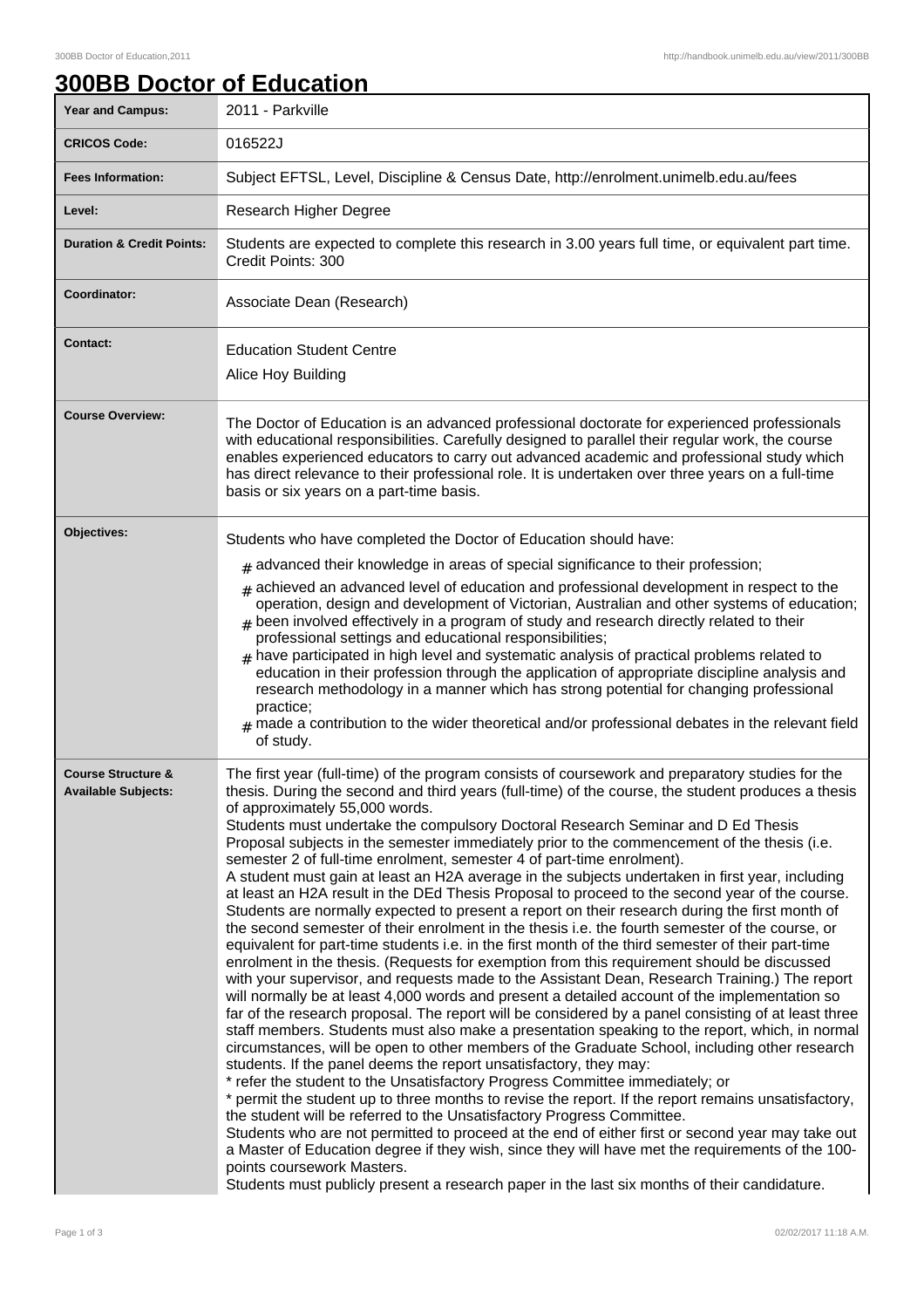# 300BB Doctor of Education

| | |
|---|---|
| **Year and Campus:** | 2011 - Parkville |
| **CRICOS Code:** | 016522J |
| **Fees Information:** | Subject EFTSL, Level, Discipline & Census Date, http://enrolment.unimelb.edu.au/fees |
| **Level:** | Research Higher Degree |
| **Duration & Credit Points:** | Students are expected to complete this research in 3.00 years full time, or equivalent part time. Credit Points: 300 |
| **Coordinator:** | Associate Dean (Research) |
| **Contact:** | Education Student Centre<br>Alice Hoy Building |
| **Course Overview:** | The Doctor of Education is an advanced professional doctorate for experienced professionals with educational responsibilities. Carefully designed to parallel their regular work, the course enables experienced educators to carry out advanced academic and professional study which has direct relevance to their professional role. It is undertaken over three years on a full-time basis or six years on a part-time basis. |
| **Objectives:** | Students who have completed the Doctor of Education should have:<br># advanced their knowledge in areas of special significance to their profession;<br># achieved an advanced level of education and professional development in respect to the operation, design and development of Victorian, Australian and other systems of education;<br># been involved effectively in a program of study and research directly related to their professional settings and educational responsibilities;<br># have participated in high level and systematic analysis of practical problems related to education in their profession through the application of appropriate discipline analysis and research methodology in a manner which has strong potential for changing professional practice;<br># made a contribution to the wider theoretical and/or professional debates in the relevant field of study. |
| **Course Structure & Available Subjects:** | The first year (full-time) of the program consists of coursework and preparatory studies for the thesis. During the second and third years (full-time) of the course, the student produces a thesis of approximately 55,000 words.<br>Students must undertake the compulsory Doctoral Research Seminar and D Ed Thesis Proposal subjects in the semester immediately prior to the commencement of the thesis (i.e. semester 2 of full-time enrolment, semester 4 of part-time enrolment).<br>A student must gain at least an H2A average in the subjects undertaken in first year, including at least an H2A result in the DEd Thesis Proposal to proceed to the second year of the course. Students are normally expected to present a report on their research during the first month of the second semester of their enrolment in the thesis i.e. the fourth semester of the course, or equivalent for part-time students i.e. in the first month of the third semester of their part-time enrolment in the thesis. (Requests for exemption from this requirement should be discussed with your supervisor, and requests made to the Assistant Dean, Research Training.) The report will normally be at least 4,000 words and present a detailed account of the implementation so far of the research proposal. The report will be considered by a panel consisting of at least three staff members. Students must also make a presentation speaking to the report, which, in normal circumstances, will be open to other members of the Graduate School, including other research students. If the panel deems the report unsatisfactory, they may:<br>* refer the student to the Unsatisfactory Progress Committee immediately; or<br>* permit the student up to three months to revise the report. If the report remains unsatisfactory, the student will be referred to the Unsatisfactory Progress Committee.<br>Students who are not permitted to proceed at the end of either first or second year may take out a Master of Education degree if they wish, since they will have met the requirements of the 100-points coursework Masters.<br>Students must publicly present a research paper in the last six months of their candidature. |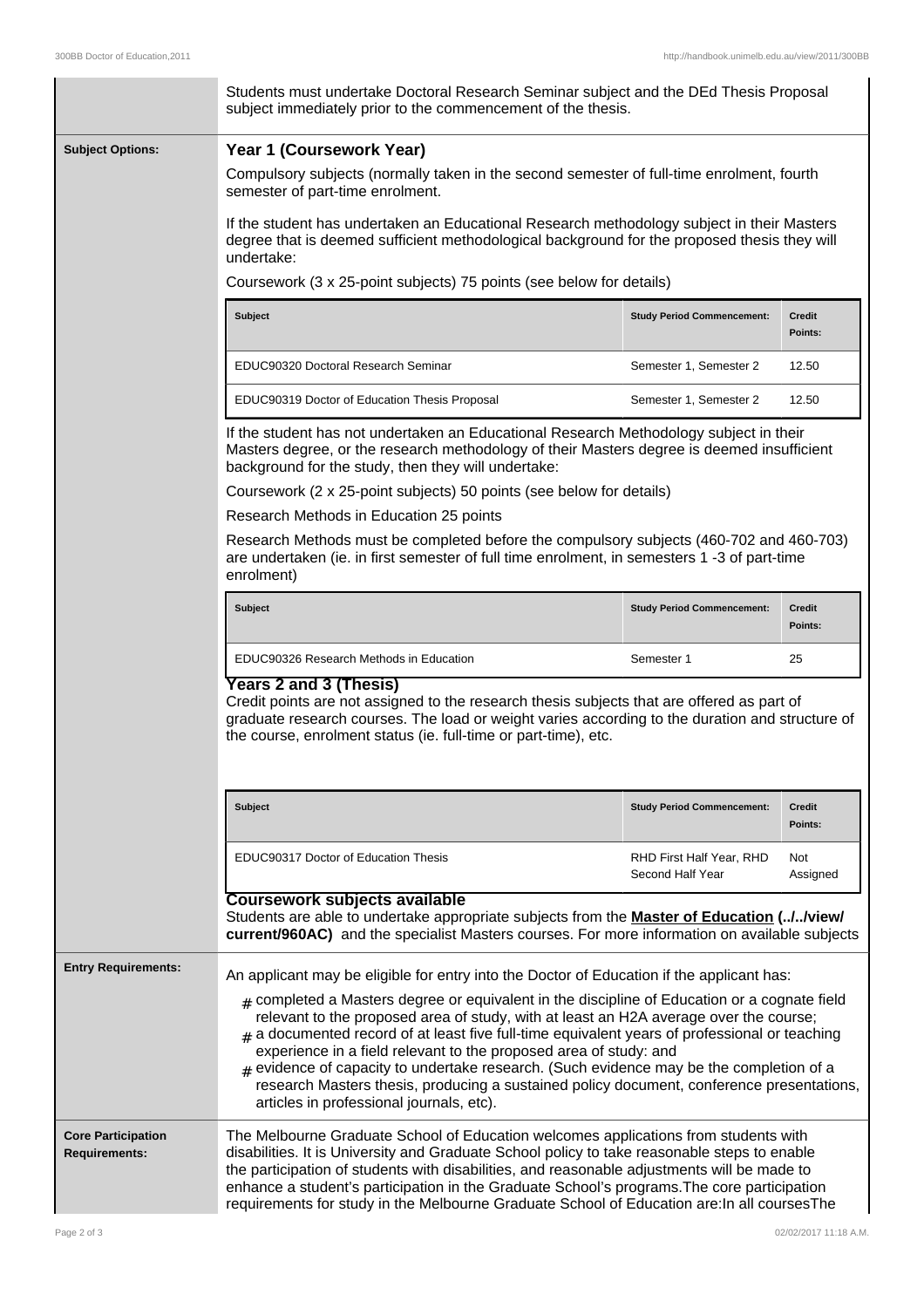Students must undertake Doctoral Research Seminar subject and the DEd Thesis Proposal subject immediately prior to the commencement of the thesis.

**Subject Options:**

### Year 1 (Coursework Year)

Compulsory subjects (normally taken in the second semester of full-time enrolment, fourth semester of part-time enrolment.

If the student has undertaken an Educational Research methodology subject in their Masters degree that is deemed sufficient methodological background for the proposed thesis they will undertake:

Coursework (3 x 25-point subjects) 75 points (see below for details)

| Subject | Study Period Commencement: | Credit Points: |
| --- | --- | --- |
| EDUC90320 Doctoral Research Seminar | Semester 1, Semester 2 | 12.50 |
| EDUC90319 Doctor of Education Thesis Proposal | Semester 1, Semester 2 | 12.50 |

If the student has not undertaken an Educational Research Methodology subject in their Masters degree, or the research methodology of their Masters degree is deemed insufficient background for the study, then they will undertake:

Coursework (2 x 25-point subjects) 50 points (see below for details)

Research Methods in Education 25 points

Research Methods must be completed before the compulsory subjects (460-702 and 460-703) are undertaken (ie. in first semester of full time enrolment, in semesters 1 -3 of part-time enrolment)

| Subject | Study Period Commencement: | Credit Points: |
| --- | --- | --- |
| EDUC90326 Research Methods in Education | Semester 1 | 25 |

### Years 2 and 3 (Thesis)

Credit points are not assigned to the research thesis subjects that are offered as part of graduate research courses. The load or weight varies according to the duration and structure of the course, enrolment status (ie. full-time or part-time), etc.

| Subject | Study Period Commencement: | Credit Points: |
| --- | --- | --- |
| EDUC90317 Doctor of Education Thesis | RHD First Half Year, RHD Second Half Year | Not Assigned |

### Coursework subjects available

Students are able to undertake appropriate subjects from the **Master of Education (../../view/current/960AC)** and the specialist Masters courses. For more information on available subjects

**Entry Requirements:**

An applicant may be eligible for entry into the Doctor of Education if the applicant has:

- completed a Masters degree or equivalent in the discipline of Education or a cognate field relevant to the proposed area of study, with at least an H2A average over the course;
- a documented record of at least five full-time equivalent years of professional or teaching experience in a field relevant to the proposed area of study: and
- evidence of capacity to undertake research. (Such evidence may be the completion of a research Masters thesis, producing a sustained policy document, conference presentations, articles in professional journals, etc).

**Core Participation Requirements:**

The Melbourne Graduate School of Education welcomes applications from students with disabilities. It is University and Graduate School policy to take reasonable steps to enable the participation of students with disabilities, and reasonable adjustments will be made to enhance a student's participation in the Graduate School's programs.The core participation requirements for study in the Melbourne Graduate School of Education are:In all coursesThe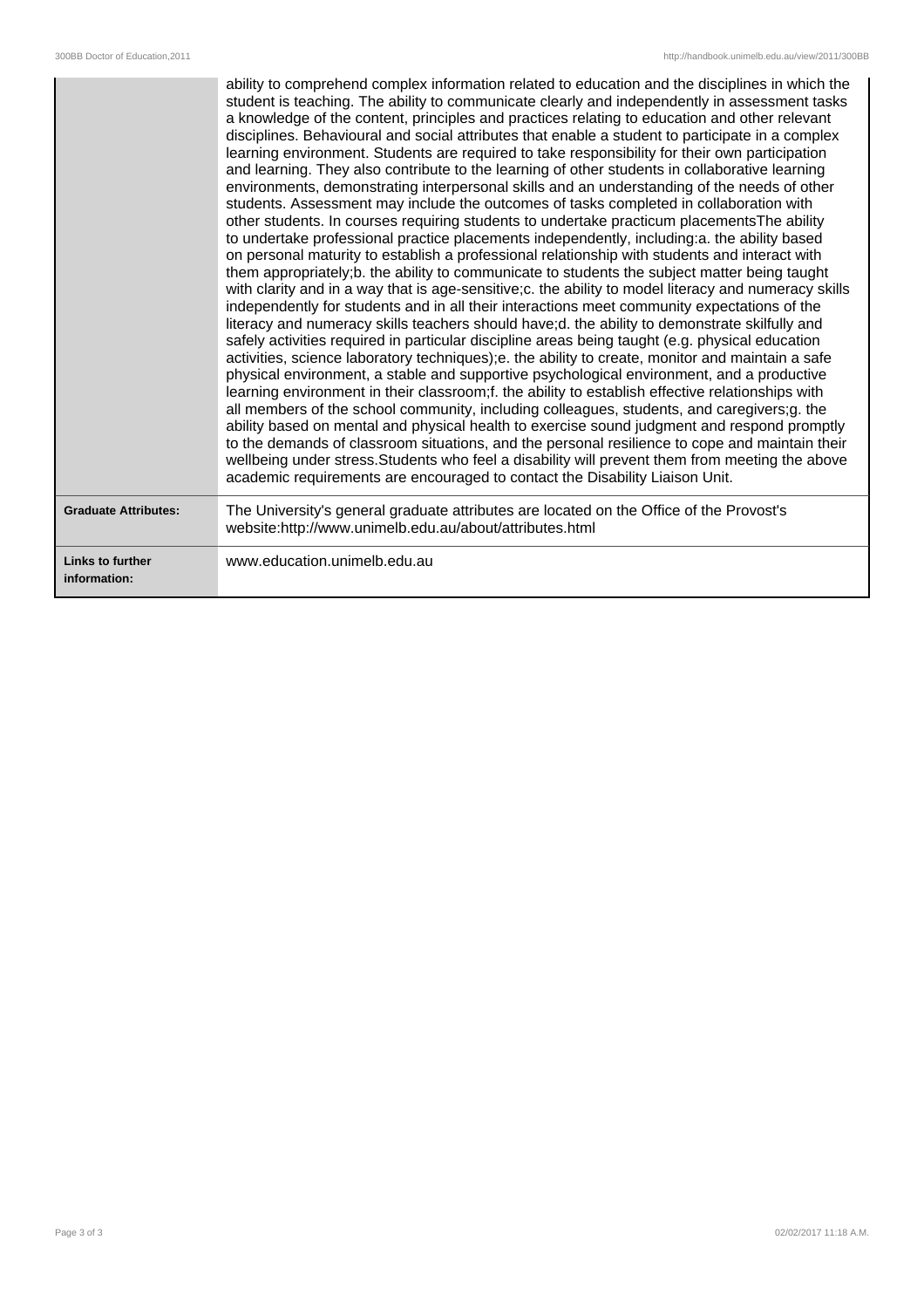| | |
|---|---|
| | ability to comprehend complex information related to education and the disciplines in which the student is teaching. The ability to communicate clearly and independently in assessment tasks a knowledge of the content, principles and practices relating to education and other relevant disciplines. Behavioural and social attributes that enable a student to participate in a complex learning environment. Students are required to take responsibility for their own participation and learning. They also contribute to the learning of other students in collaborative learning environments, demonstrating interpersonal skills and an understanding of the needs of other students. Assessment may include the outcomes of tasks completed in collaboration with other students. In courses requiring students to undertake practicum placementsThe ability to undertake professional practice placements independently, including:a. the ability based on personal maturity to establish a professional relationship with students and interact with them appropriately;b. the ability to communicate to students the subject matter being taught with clarity and in a way that is age-sensitive;c. the ability to model literacy and numeracy skills independently for students and in all their interactions meet community expectations of the literacy and numeracy skills teachers should have;d. the ability to demonstrate skilfully and safely activities required in particular discipline areas being taught (e.g. physical education activities, science laboratory techniques);e. the ability to create, monitor and maintain a safe physical environment, a stable and supportive psychological environment, and a productive learning environment in their classroom;f. the ability to establish effective relationships with all members of the school community, including colleagues, students, and caregivers;g. the ability based on mental and physical health to exercise sound judgment and respond promptly to the demands of classroom situations, and the personal resilience to cope and maintain their wellbeing under stress.Students who feel a disability will prevent them from meeting the above academic requirements are encouraged to contact the Disability Liaison Unit. |
| **Graduate Attributes:** | The University's general graduate attributes are located on the Office of the Provost's website:http://www.unimelb.edu.au/about/attributes.html |
| **Links to further information:** | www.education.unimelb.edu.au |